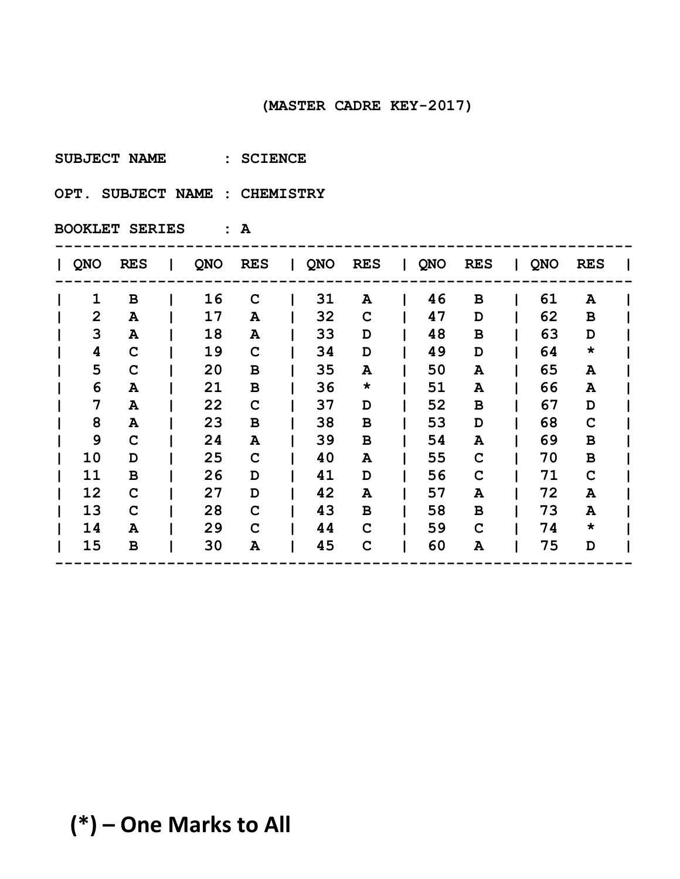(MASTER CADRE KEY-2017)

SUBJECT NAME : SCIENCE

OPT. SUBJECT NAME : CHEMISTRY

BOOKLET SERIES : A

| QNO | RES | QNO | RES | QNO | RES | QNO | RES | QNO | RES |
|---|---|---|---|---|---|---|---|---|---|
| 1 | B | 16 | C | 31 | A | 46 | B | 61 | A |
| 2 | A | 17 | A | 32 | C | 47 | D | 62 | B |
| 3 | A | 18 | A | 33 | D | 48 | B | 63 | D |
| 4 | C | 19 | C | 34 | D | 49 | D | 64 | * |
| 5 | C | 20 | B | 35 | A | 50 | A | 65 | A |
| 6 | A | 21 | B | 36 | * | 51 | A | 66 | A |
| 7 | A | 22 | C | 37 | D | 52 | B | 67 | D |
| 8 | A | 23 | B | 38 | B | 53 | D | 68 | C |
| 9 | C | 24 | A | 39 | B | 54 | A | 69 | B |
| 10 | D | 25 | C | 40 | A | 55 | C | 70 | B |
| 11 | B | 26 | D | 41 | D | 56 | C | 71 | C |
| 12 | C | 27 | D | 42 | A | 57 | A | 72 | A |
| 13 | C | 28 | C | 43 | B | 58 | B | 73 | A |
| 14 | A | 29 | C | 44 | C | 59 | C | 74 | * |
| 15 | B | 30 | A | 45 | C | 60 | A | 75 | D |

**(*) – One Marks to All**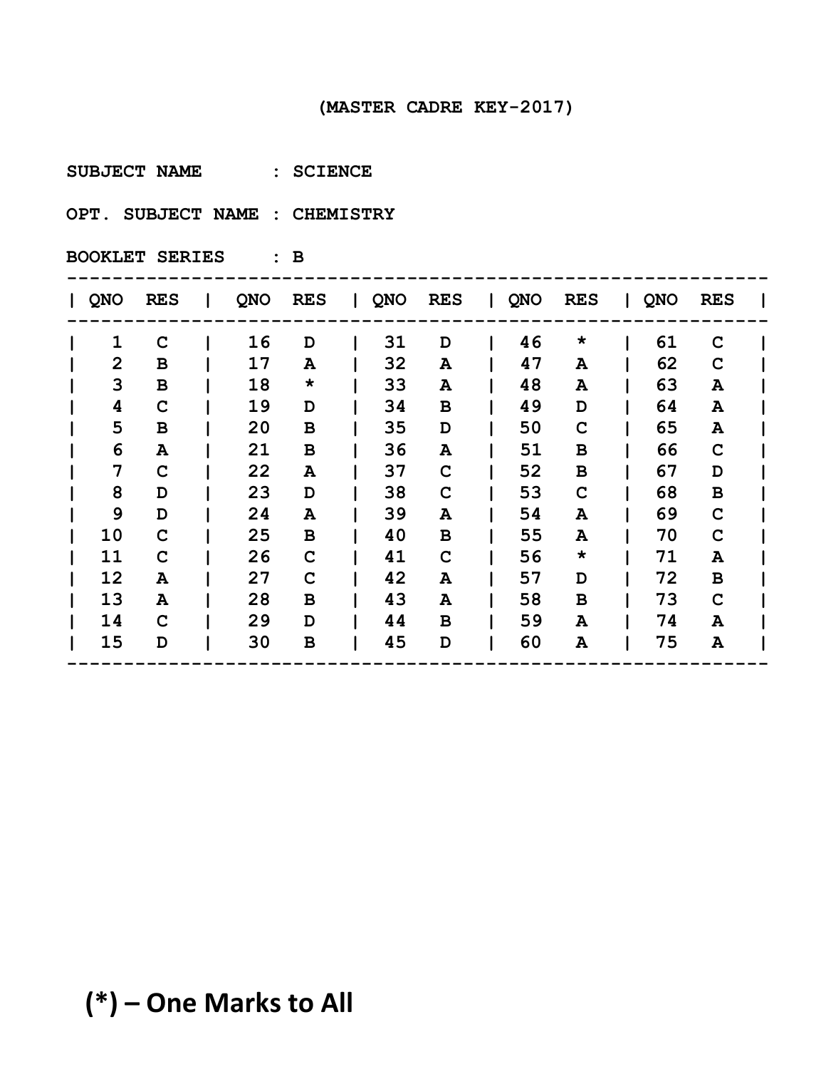**(MASTER CADRE KEY-2017)**

**SUBJECT NAME : SCIENCE**

**OPT. SUBJECT NAME : CHEMISTRY**

**BOOKLET SERIES : B**

| QNO | RES | QNO | RES | QNO | RES | QNO | RES | QNO | RES |
|---|---|---|---|---|---|---|---|---|---|
| 1 | C | 16 | D | 31 | D | 46 | * | 61 | C |
| 2 | B | 17 | A | 32 | A | 47 | A | 62 | C |
| 3 | B | 18 | * | 33 | A | 48 | A | 63 | A |
| 4 | C | 19 | D | 34 | B | 49 | D | 64 | A |
| 5 | B | 20 | B | 35 | D | 50 | C | 65 | A |
| 6 | A | 21 | B | 36 | A | 51 | B | 66 | C |
| 7 | C | 22 | A | 37 | C | 52 | B | 67 | D |
| 8 | D | 23 | D | 38 | C | 53 | C | 68 | B |
| 9 | D | 24 | A | 39 | A | 54 | A | 69 | C |
| 10 | C | 25 | B | 40 | B | 55 | A | 70 | C |
| 11 | C | 26 | C | 41 | C | 56 | * | 71 | A |
| 12 | A | 27 | C | 42 | A | 57 | D | 72 | B |
| 13 | A | 28 | B | 43 | A | 58 | B | 73 | C |
| 14 | C | 29 | D | 44 | B | 59 | A | 74 | A |
| 15 | D | 30 | B | 45 | D | 60 | A | 75 | A |

**(*) – One Marks to All**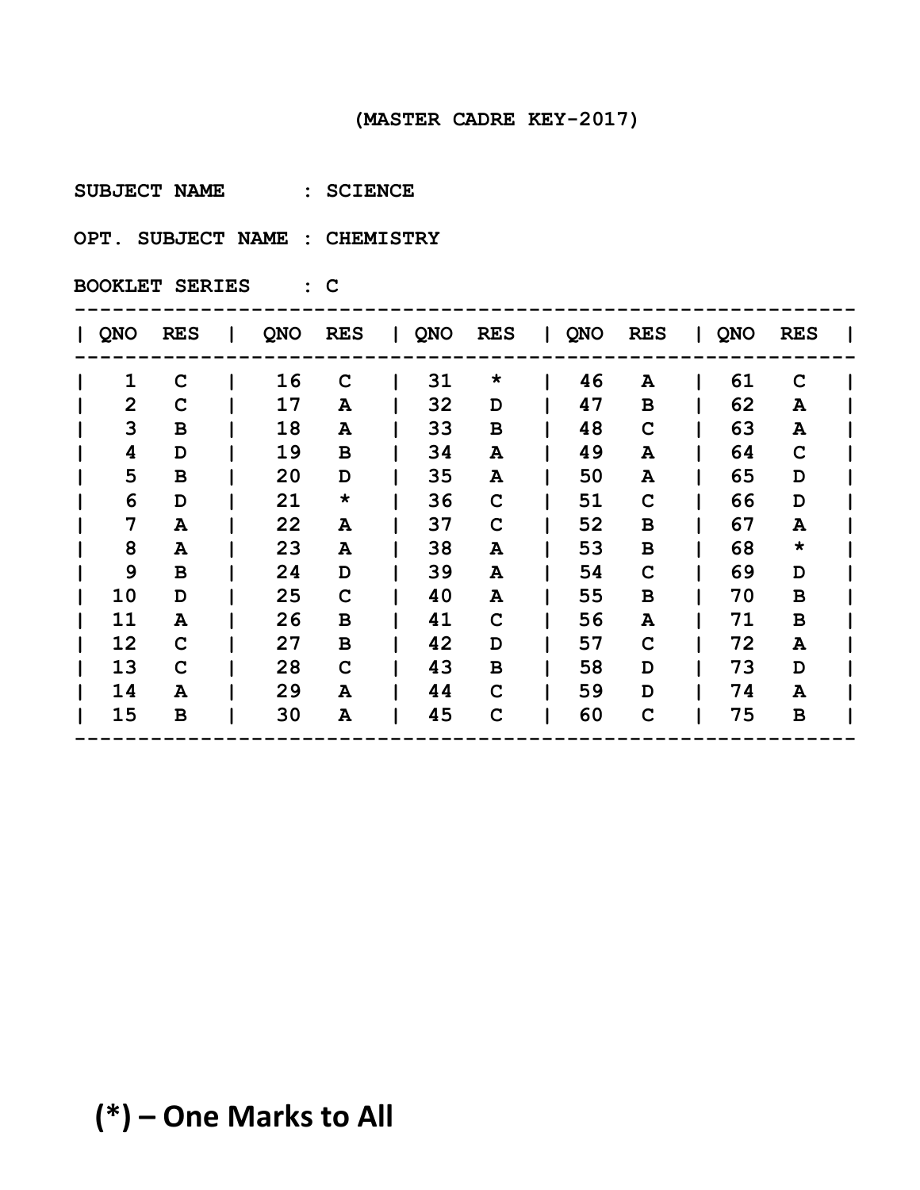**(MASTER CADRE KEY-2017)**

**SUBJECT NAME : SCIENCE**

**OPT. SUBJECT NAME : CHEMISTRY**

**BOOKLET SERIES : C**

| QNO | RES | QNO | RES | QNO | RES | QNO | RES | QNO | RES |
|---|---|---|---|---|---|---|---|---|---|
| 1 | C | 16 | C | 31 | * | 46 | A | 61 | C |
| 2 | C | 17 | A | 32 | D | 47 | B | 62 | A |
| 3 | B | 18 | A | 33 | B | 48 | C | 63 | A |
| 4 | D | 19 | B | 34 | A | 49 | A | 64 | C |
| 5 | B | 20 | D | 35 | A | 50 | A | 65 | D |
| 6 | D | 21 | * | 36 | C | 51 | C | 66 | D |
| 7 | A | 22 | A | 37 | C | 52 | B | 67 | A |
| 8 | A | 23 | A | 38 | A | 53 | B | 68 | * |
| 9 | B | 24 | D | 39 | A | 54 | C | 69 | D |
| 10 | D | 25 | C | 40 | A | 55 | B | 70 | B |
| 11 | A | 26 | B | 41 | C | 56 | A | 71 | B |
| 12 | C | 27 | B | 42 | D | 57 | C | 72 | A |
| 13 | C | 28 | C | 43 | B | 58 | D | 73 | D |
| 14 | A | 29 | A | 44 | C | 59 | D | 74 | A |
| 15 | B | 30 | A | 45 | C | 60 | C | 75 | B |

**(*) – One Marks to All**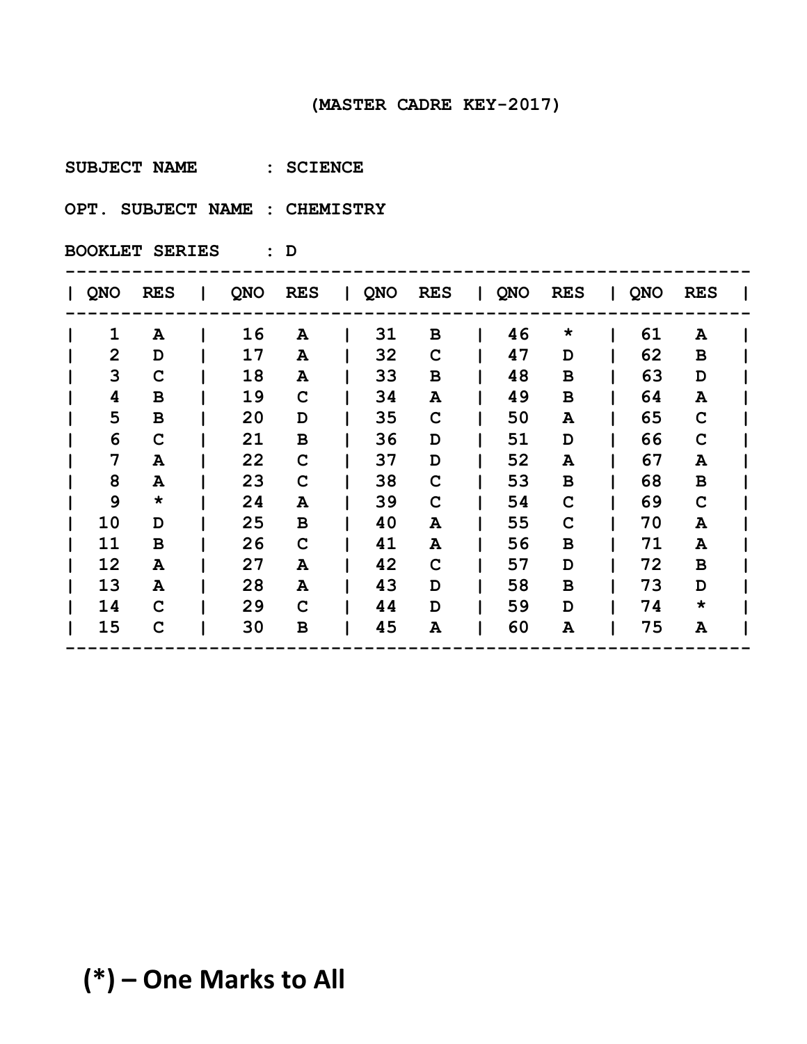**(MASTER CADRE KEY-2017)**

**SUBJECT NAME : SCIENCE**

**OPT. SUBJECT NAME : CHEMISTRY**

**BOOKLET SERIES : D**

| QNO | RES | QNO | RES | QNO | RES | QNO | RES | QNO | RES |
|---|---|---|---|---|---|---|---|---|---|
| 1 | A | 16 | A | 31 | B | 46 | * | 61 | A |
| 2 | D | 17 | A | 32 | C | 47 | D | 62 | B |
| 3 | C | 18 | A | 33 | B | 48 | B | 63 | D |
| 4 | B | 19 | C | 34 | A | 49 | B | 64 | A |
| 5 | B | 20 | D | 35 | C | 50 | A | 65 | C |
| 6 | C | 21 | B | 36 | D | 51 | D | 66 | C |
| 7 | A | 22 | C | 37 | D | 52 | A | 67 | A |
| 8 | A | 23 | C | 38 | C | 53 | B | 68 | B |
| 9 | * | 24 | A | 39 | C | 54 | C | 69 | C |
| 10 | D | 25 | B | 40 | A | 55 | C | 70 | A |
| 11 | B | 26 | C | 41 | A | 56 | B | 71 | A |
| 12 | A | 27 | A | 42 | C | 57 | D | 72 | B |
| 13 | A | 28 | A | 43 | D | 58 | B | 73 | D |
| 14 | C | 29 | C | 44 | D | 59 | D | 74 | * |
| 15 | C | 30 | B | 45 | A | 60 | A | 75 | A |

**(*) – One Marks to All**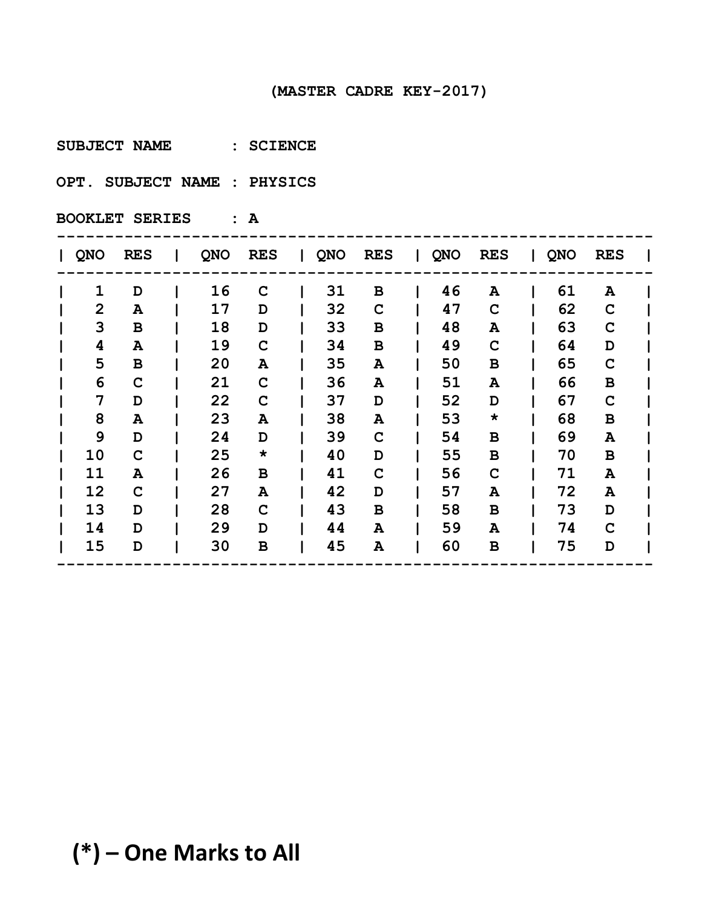(MASTER CADRE KEY-2017)

**SUBJECT NAME : SCIENCE**

**OPT. SUBJECT NAME : PHYSICS**

**BOOKLET SERIES : A**

| QNO | RES | QNO | RES | QNO | RES | QNO | RES | QNO | RES |
|---|---|---|---|---|---|---|---|---|---|
| 1 | D | 16 | C | 31 | B | 46 | A | 61 | A |
| 2 | A | 17 | D | 32 | C | 47 | C | 62 | C |
| 3 | B | 18 | D | 33 | B | 48 | A | 63 | C |
| 4 | A | 19 | C | 34 | B | 49 | C | 64 | D |
| 5 | B | 20 | A | 35 | A | 50 | B | 65 | C |
| 6 | C | 21 | C | 36 | A | 51 | A | 66 | B |
| 7 | D | 22 | C | 37 | D | 52 | D | 67 | C |
| 8 | A | 23 | A | 38 | A | 53 | * | 68 | B |
| 9 | D | 24 | D | 39 | C | 54 | B | 69 | A |
| 10 | C | 25 | * | 40 | D | 55 | B | 70 | B |
| 11 | A | 26 | B | 41 | C | 56 | C | 71 | A |
| 12 | C | 27 | A | 42 | D | 57 | A | 72 | A |
| 13 | D | 28 | C | 43 | B | 58 | B | 73 | D |
| 14 | D | 29 | D | 44 | A | 59 | A | 74 | C |
| 15 | D | 30 | B | 45 | A | 60 | B | 75 | D |

**(*) – One Marks to All**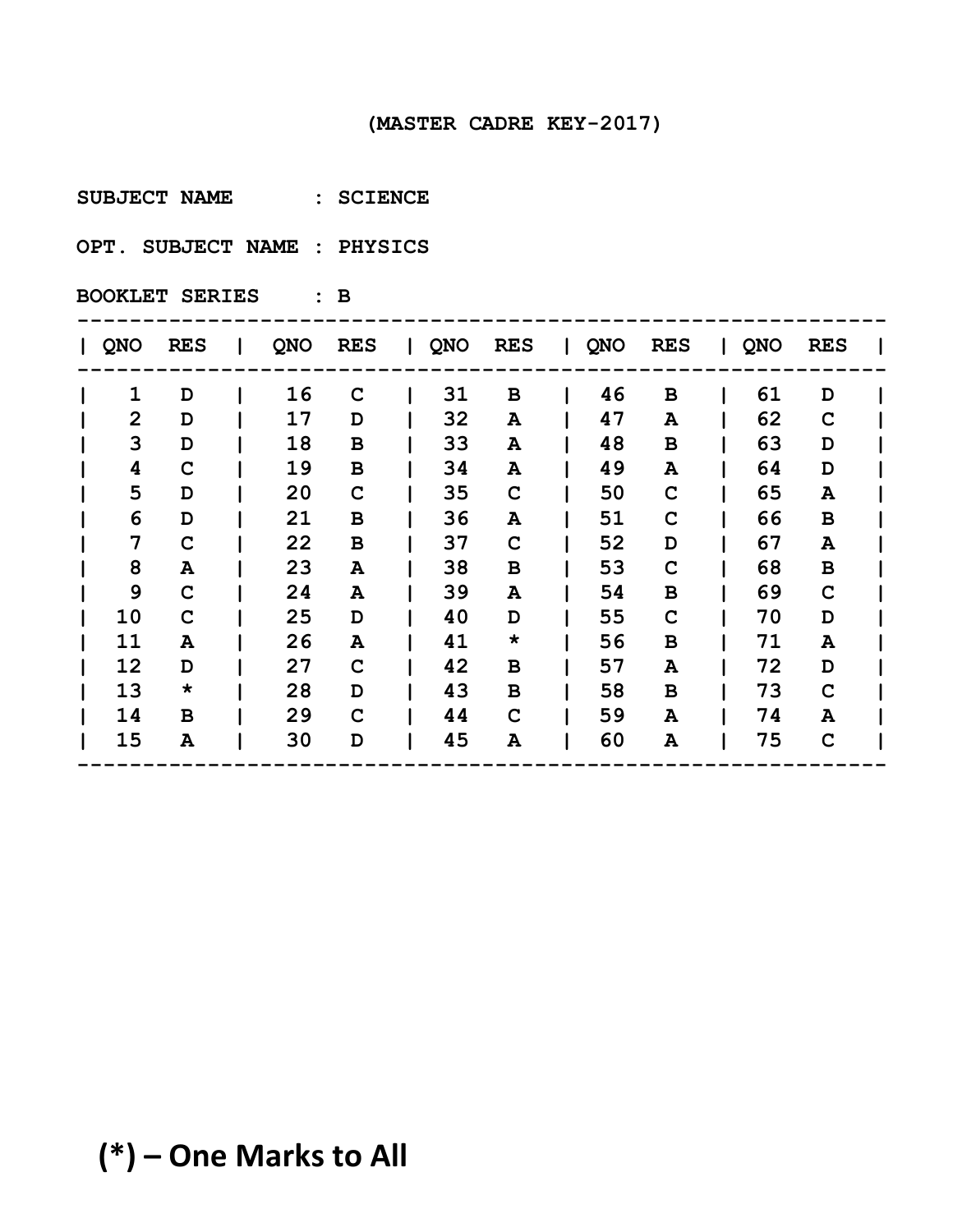**(MASTER CADRE KEY-2017)**

**SUBJECT NAME : SCIENCE**

**OPT. SUBJECT NAME : PHYSICS**

**BOOKLET SERIES : B**

| QNO | RES | QNO | RES | QNO | RES | QNO | RES | QNO | RES |
|---|---|---|---|---|---|---|---|---|---|
| 1 | D | 16 | C | 31 | B | 46 | B | 61 | D |
| 2 | D | 17 | D | 32 | A | 47 | A | 62 | C |
| 3 | D | 18 | B | 33 | A | 48 | B | 63 | D |
| 4 | C | 19 | B | 34 | A | 49 | A | 64 | D |
| 5 | D | 20 | C | 35 | C | 50 | C | 65 | A |
| 6 | D | 21 | B | 36 | A | 51 | C | 66 | B |
| 7 | C | 22 | B | 37 | C | 52 | D | 67 | A |
| 8 | A | 23 | A | 38 | B | 53 | C | 68 | B |
| 9 | C | 24 | A | 39 | A | 54 | B | 69 | C |
| 10 | C | 25 | D | 40 | D | 55 | C | 70 | D |
| 11 | A | 26 | A | 41 | * | 56 | B | 71 | A |
| 12 | D | 27 | C | 42 | B | 57 | A | 72 | D |
| 13 | * | 28 | D | 43 | B | 58 | B | 73 | C |
| 14 | B | 29 | C | 44 | C | 59 | A | 74 | A |
| 15 | A | 30 | D | 45 | A | 60 | A | 75 | C |

**(*) – One Marks to All**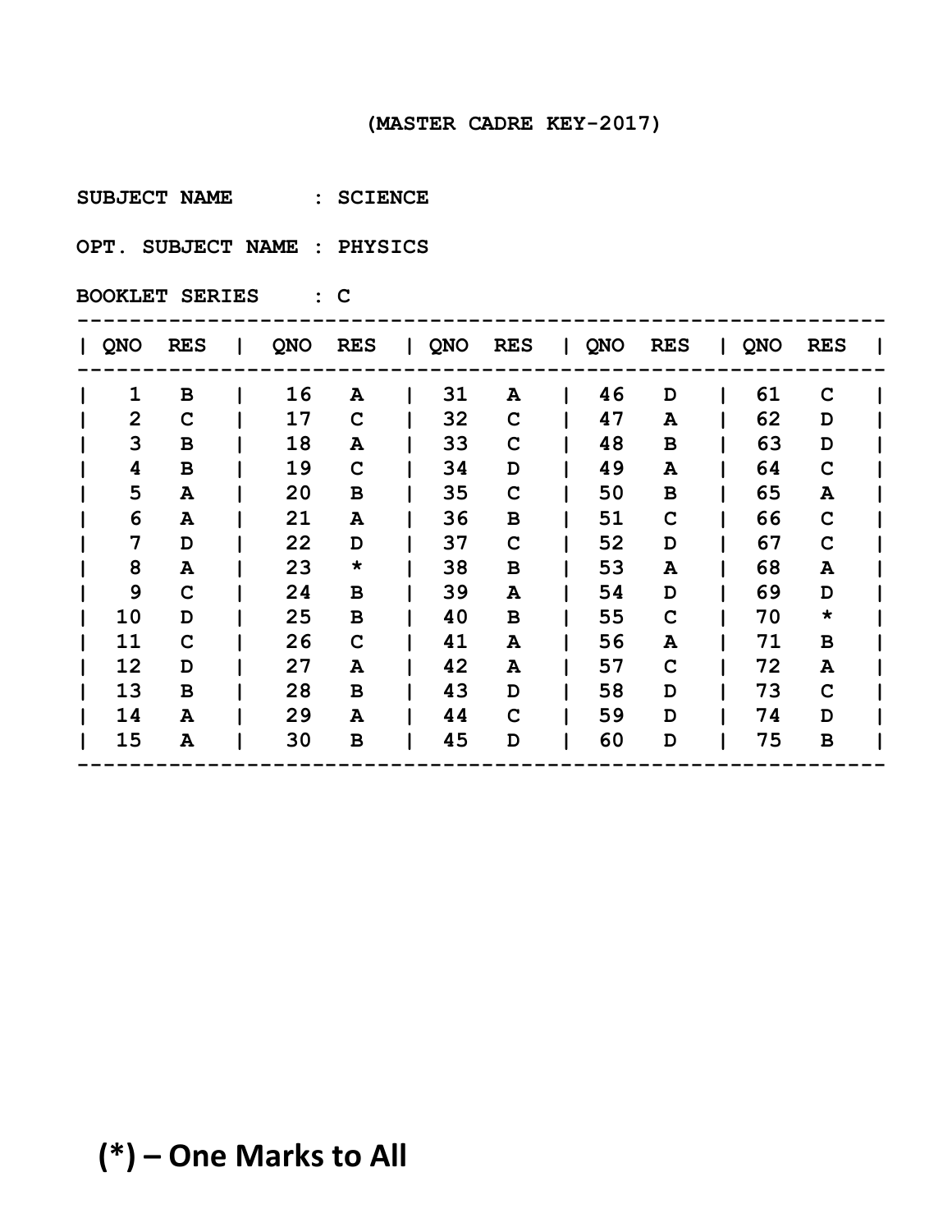(MASTER CADRE KEY-2017)

SUBJECT NAME : SCIENCE

OPT. SUBJECT NAME : PHYSICS

BOOKLET SERIES : C

| QNO | RES | QNO | RES | QNO | RES | QNO | RES | QNO | RES |
|---|---|---|---|---|---|---|---|---|---|
| 1 | B | 16 | A | 31 | A | 46 | D | 61 | C |
| 2 | C | 17 | C | 32 | C | 47 | A | 62 | D |
| 3 | B | 18 | A | 33 | C | 48 | B | 63 | D |
| 4 | B | 19 | C | 34 | D | 49 | A | 64 | C |
| 5 | A | 20 | B | 35 | C | 50 | B | 65 | A |
| 6 | A | 21 | A | 36 | B | 51 | C | 66 | C |
| 7 | D | 22 | D | 37 | C | 52 | D | 67 | C |
| 8 | A | 23 | * | 38 | B | 53 | A | 68 | A |
| 9 | C | 24 | B | 39 | A | 54 | D | 69 | D |
| 10 | D | 25 | B | 40 | B | 55 | C | 70 | * |
| 11 | C | 26 | C | 41 | A | 56 | A | 71 | B |
| 12 | D | 27 | A | 42 | A | 57 | C | 72 | A |
| 13 | B | 28 | B | 43 | D | 58 | D | 73 | C |
| 14 | A | 29 | A | 44 | C | 59 | D | 74 | D |
| 15 | A | 30 | B | 45 | D | 60 | D | 75 | B |

**(*) – One Marks to All**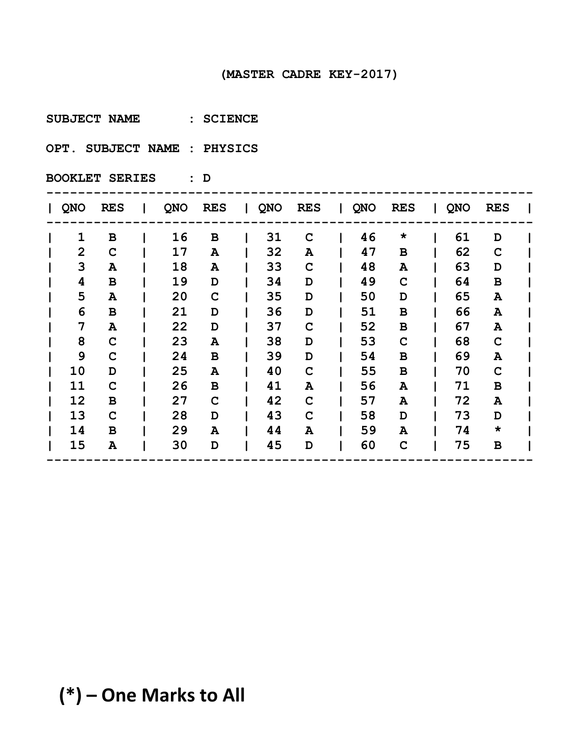(MASTER CADRE KEY-2017)

SUBJECT NAME : SCIENCE

OPT. SUBJECT NAME : PHYSICS

BOOKLET SERIES : D

| QNO | RES | QNO | RES | QNO | RES | QNO | RES | QNO | RES |
|---|---|---|---|---|---|---|---|---|---|
| 1 | B | 16 | B | 31 | C | 46 | * | 61 | D |
| 2 | C | 17 | A | 32 | A | 47 | B | 62 | C |
| 3 | A | 18 | A | 33 | C | 48 | A | 63 | D |
| 4 | B | 19 | D | 34 | D | 49 | C | 64 | B |
| 5 | A | 20 | C | 35 | D | 50 | D | 65 | A |
| 6 | B | 21 | D | 36 | D | 51 | B | 66 | A |
| 7 | A | 22 | D | 37 | C | 52 | B | 67 | A |
| 8 | C | 23 | A | 38 | D | 53 | C | 68 | C |
| 9 | C | 24 | B | 39 | D | 54 | B | 69 | A |
| 10 | D | 25 | A | 40 | C | 55 | B | 70 | C |
| 11 | C | 26 | B | 41 | A | 56 | A | 71 | B |
| 12 | B | 27 | C | 42 | C | 57 | A | 72 | A |
| 13 | C | 28 | D | 43 | C | 58 | D | 73 | D |
| 14 | B | 29 | A | 44 | A | 59 | A | 74 | * |
| 15 | A | 30 | D | 45 | D | 60 | C | 75 | B |

**(*) – One Marks to All**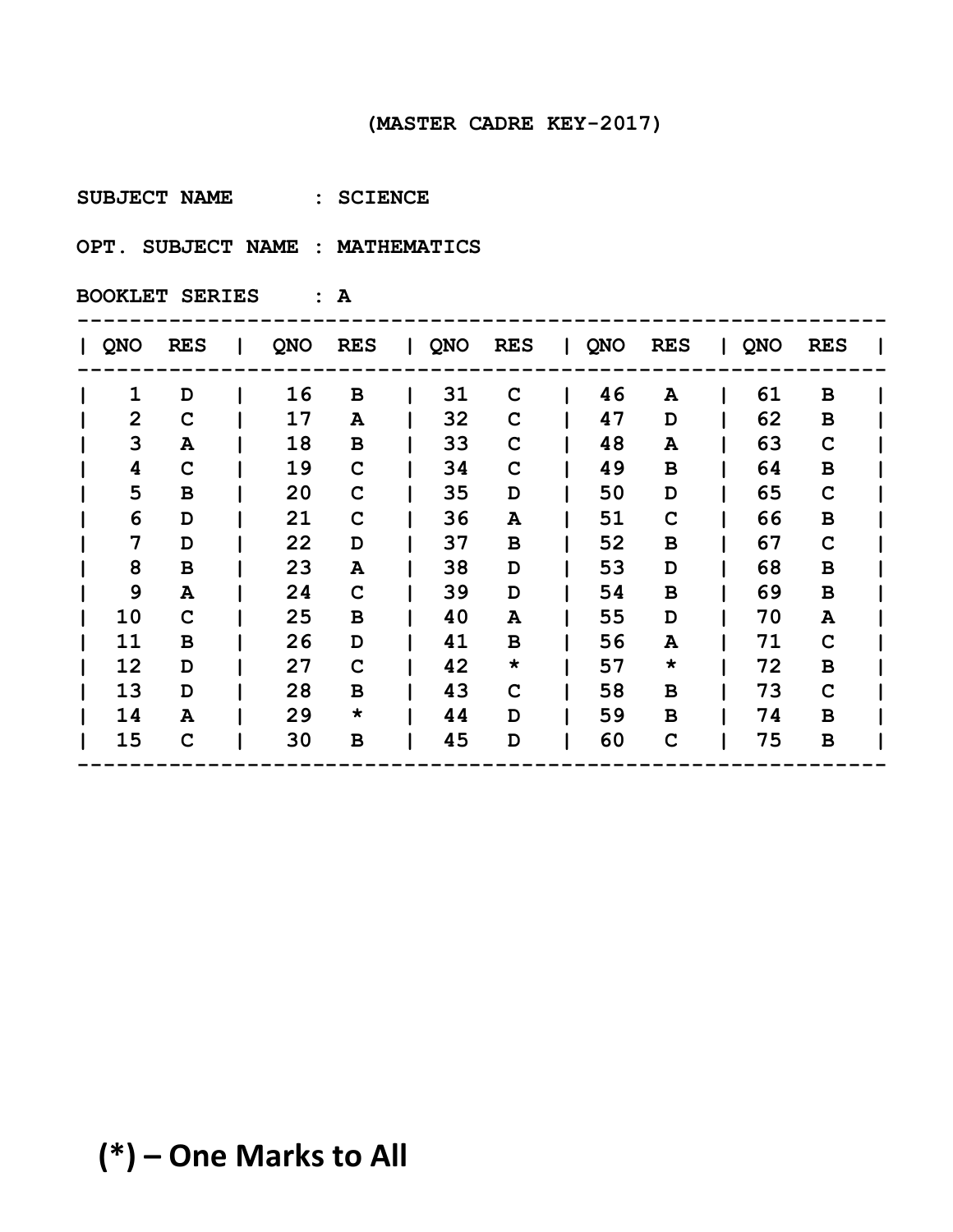(MASTER CADRE KEY-2017)

**SUBJECT NAME : SCIENCE**

**OPT. SUBJECT NAME : MATHEMATICS**

**BOOKLET SERIES : A**

| QNO | RES | QNO | RES | QNO | RES | QNO | RES | QNO | RES |
|---|---|---|---|---|---|---|---|---|---|
| 1 | D | 16 | B | 31 | C | 46 | A | 61 | B |
| 2 | C | 17 | A | 32 | C | 47 | D | 62 | B |
| 3 | A | 18 | B | 33 | C | 48 | A | 63 | C |
| 4 | C | 19 | C | 34 | C | 49 | B | 64 | B |
| 5 | B | 20 | C | 35 | D | 50 | D | 65 | C |
| 6 | D | 21 | C | 36 | A | 51 | C | 66 | B |
| 7 | D | 22 | D | 37 | B | 52 | B | 67 | C |
| 8 | B | 23 | A | 38 | D | 53 | D | 68 | B |
| 9 | A | 24 | C | 39 | D | 54 | B | 69 | B |
| 10 | C | 25 | B | 40 | A | 55 | D | 70 | A |
| 11 | B | 26 | D | 41 | B | 56 | A | 71 | C |
| 12 | D | 27 | C | 42 | * | 57 | * | 72 | B |
| 13 | D | 28 | B | 43 | C | 58 | B | 73 | C |
| 14 | A | 29 | * | 44 | D | 59 | B | 74 | B |
| 15 | C | 30 | B | 45 | D | 60 | C | 75 | B |

**(*) – One Marks to All**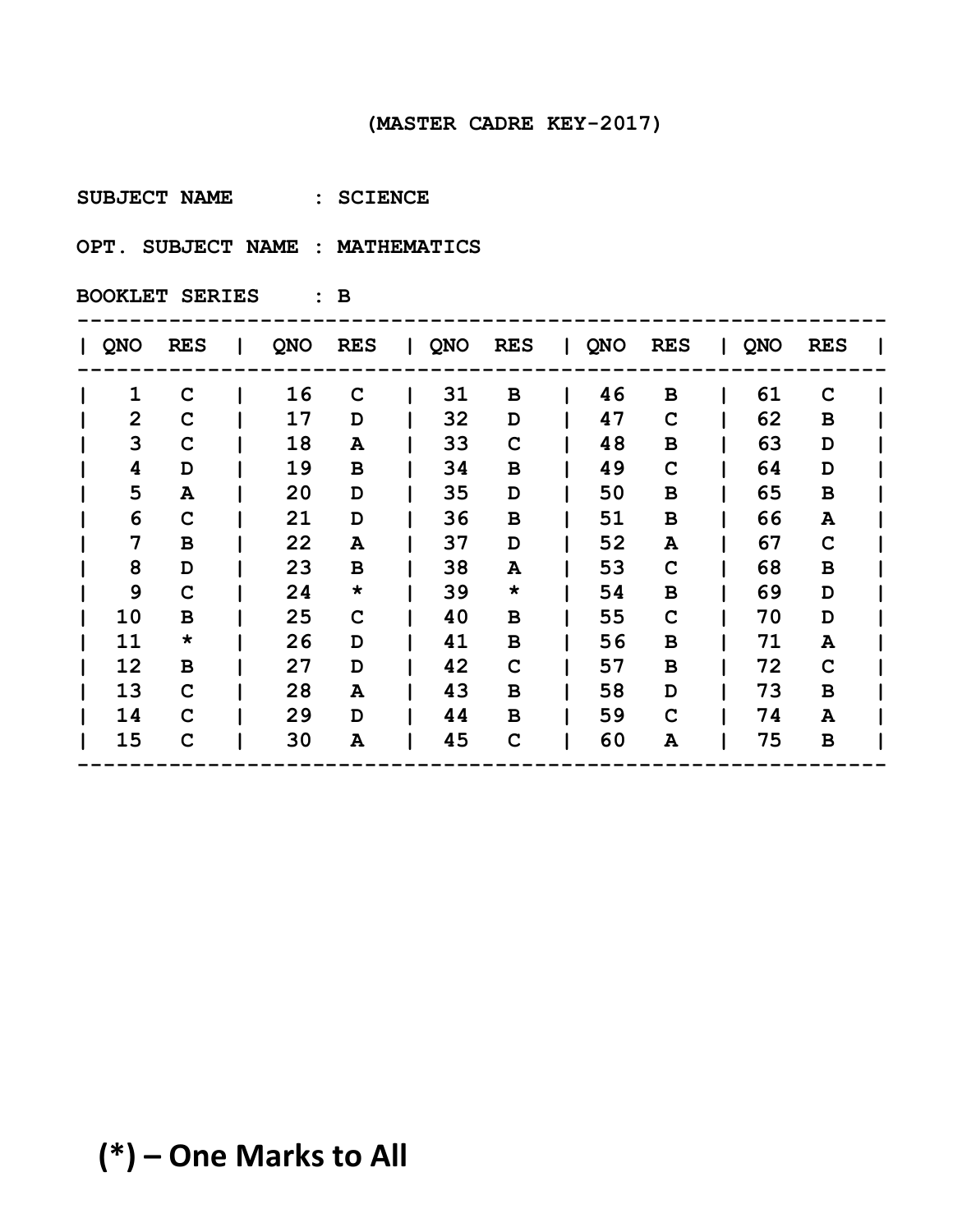(MASTER CADRE KEY-2017)

SUBJECT NAME : SCIENCE

OPT. SUBJECT NAME : MATHEMATICS

BOOKLET SERIES : B

| QNO | RES | QNO | RES | QNO | RES | QNO | RES | QNO | RES |
|---|---|---|---|---|---|---|---|---|---|
| 1 | C | 16 | C | 31 | B | 46 | B | 61 | C |
| 2 | C | 17 | D | 32 | D | 47 | C | 62 | B |
| 3 | C | 18 | A | 33 | C | 48 | B | 63 | D |
| 4 | D | 19 | B | 34 | B | 49 | C | 64 | D |
| 5 | A | 20 | D | 35 | D | 50 | B | 65 | B |
| 6 | C | 21 | D | 36 | B | 51 | B | 66 | A |
| 7 | B | 22 | A | 37 | D | 52 | A | 67 | C |
| 8 | D | 23 | B | 38 | A | 53 | C | 68 | B |
| 9 | C | 24 | * | 39 | * | 54 | B | 69 | D |
| 10 | B | 25 | C | 40 | B | 55 | C | 70 | D |
| 11 | * | 26 | D | 41 | B | 56 | B | 71 | A |
| 12 | B | 27 | D | 42 | C | 57 | B | 72 | C |
| 13 | C | 28 | A | 43 | B | 58 | D | 73 | B |
| 14 | C | 29 | D | 44 | B | 59 | C | 74 | A |
| 15 | C | 30 | A | 45 | C | 60 | A | 75 | B |

**(*) – One Marks to All**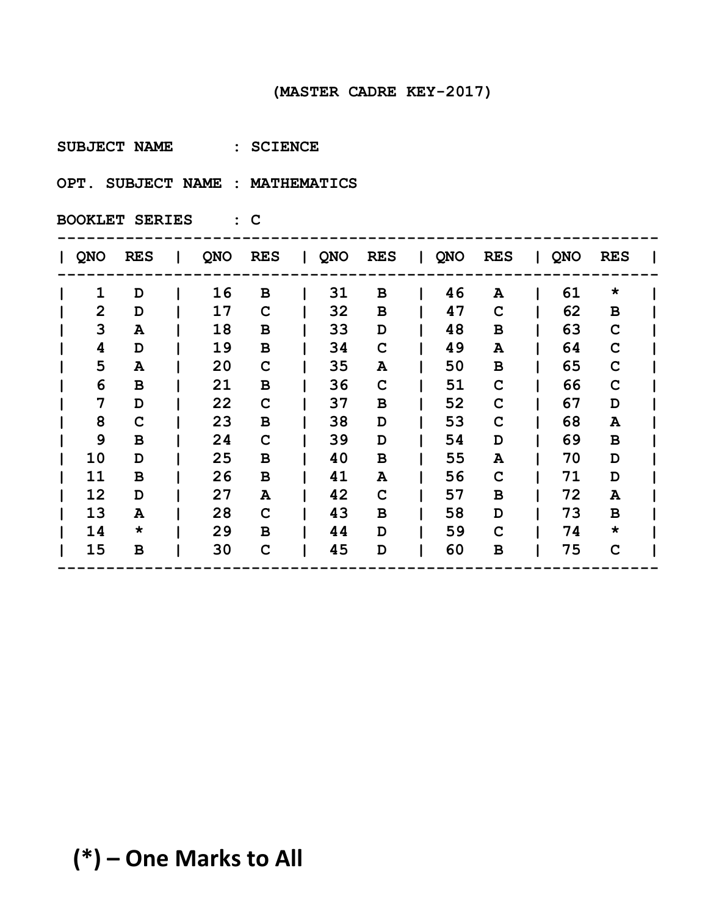# (MASTER CADRE KEY-2017)

**SUBJECT NAME : SCIENCE**

**OPT. SUBJECT NAME : MATHEMATICS**

**BOOKLET SERIES : C**

| QNO | RES | QNO | RES | QNO | RES | QNO | RES | QNO | RES |
|---|---|---|---|---|---|---|---|---|---|
| 1 | D | 16 | B | 31 | B | 46 | A | 61 | * |
| 2 | D | 17 | C | 32 | B | 47 | C | 62 | B |
| 3 | A | 18 | B | 33 | D | 48 | B | 63 | C |
| 4 | D | 19 | B | 34 | C | 49 | A | 64 | C |
| 5 | A | 20 | C | 35 | A | 50 | B | 65 | C |
| 6 | B | 21 | B | 36 | C | 51 | C | 66 | C |
| 7 | D | 22 | C | 37 | B | 52 | C | 67 | D |
| 8 | C | 23 | B | 38 | D | 53 | C | 68 | A |
| 9 | B | 24 | C | 39 | D | 54 | D | 69 | B |
| 10 | D | 25 | B | 40 | B | 55 | A | 70 | D |
| 11 | B | 26 | B | 41 | A | 56 | C | 71 | D |
| 12 | D | 27 | A | 42 | C | 57 | B | 72 | A |
| 13 | A | 28 | C | 43 | B | 58 | D | 73 | B |
| 14 | * | 29 | B | 44 | D | 59 | C | 74 | * |
| 15 | B | 30 | C | 45 | D | 60 | B | 75 | C |

**(*) – One Marks to All**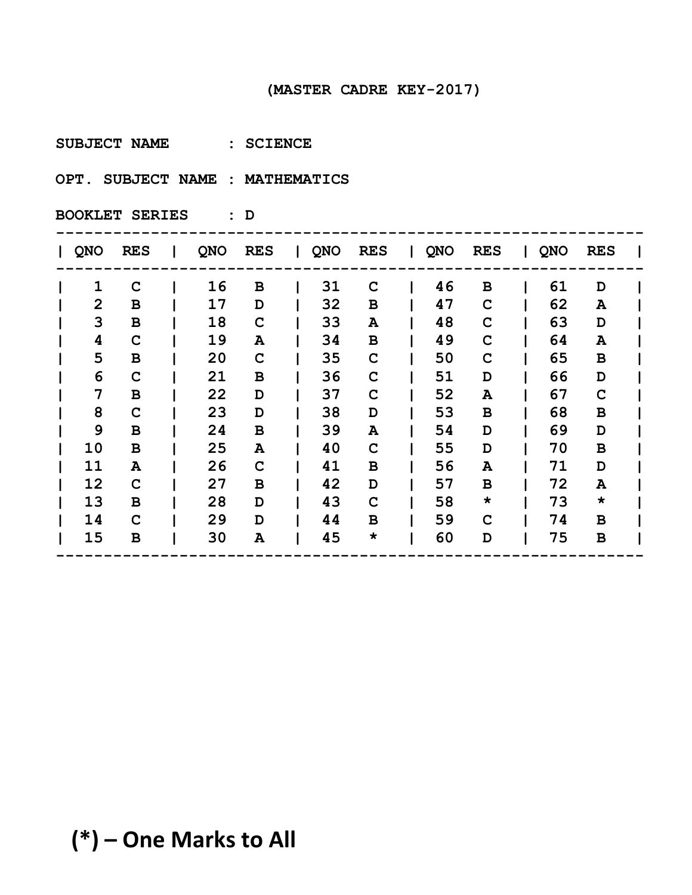(MASTER CADRE KEY-2017)

SUBJECT NAME : SCIENCE

OPT. SUBJECT NAME : MATHEMATICS

BOOKLET SERIES : D

| QNO | RES | QNO | RES | QNO | RES | QNO | RES | QNO | RES |
|---|---|---|---|---|---|---|---|---|---|
| 1 | C | 16 | B | 31 | C | 46 | B | 61 | D |
| 2 | B | 17 | D | 32 | B | 47 | C | 62 | A |
| 3 | B | 18 | C | 33 | A | 48 | C | 63 | D |
| 4 | C | 19 | A | 34 | B | 49 | C | 64 | A |
| 5 | B | 20 | C | 35 | C | 50 | C | 65 | B |
| 6 | C | 21 | B | 36 | C | 51 | D | 66 | D |
| 7 | B | 22 | D | 37 | C | 52 | A | 67 | C |
| 8 | C | 23 | D | 38 | D | 53 | B | 68 | B |
| 9 | B | 24 | B | 39 | A | 54 | D | 69 | D |
| 10 | B | 25 | A | 40 | C | 55 | D | 70 | B |
| 11 | A | 26 | C | 41 | B | 56 | A | 71 | D |
| 12 | C | 27 | B | 42 | D | 57 | B | 72 | A |
| 13 | B | 28 | D | 43 | C | 58 | * | 73 | * |
| 14 | C | 29 | D | 44 | B | 59 | C | 74 | B |
| 15 | B | 30 | A | 45 | * | 60 | D | 75 | B |

**(*) – One Marks to All**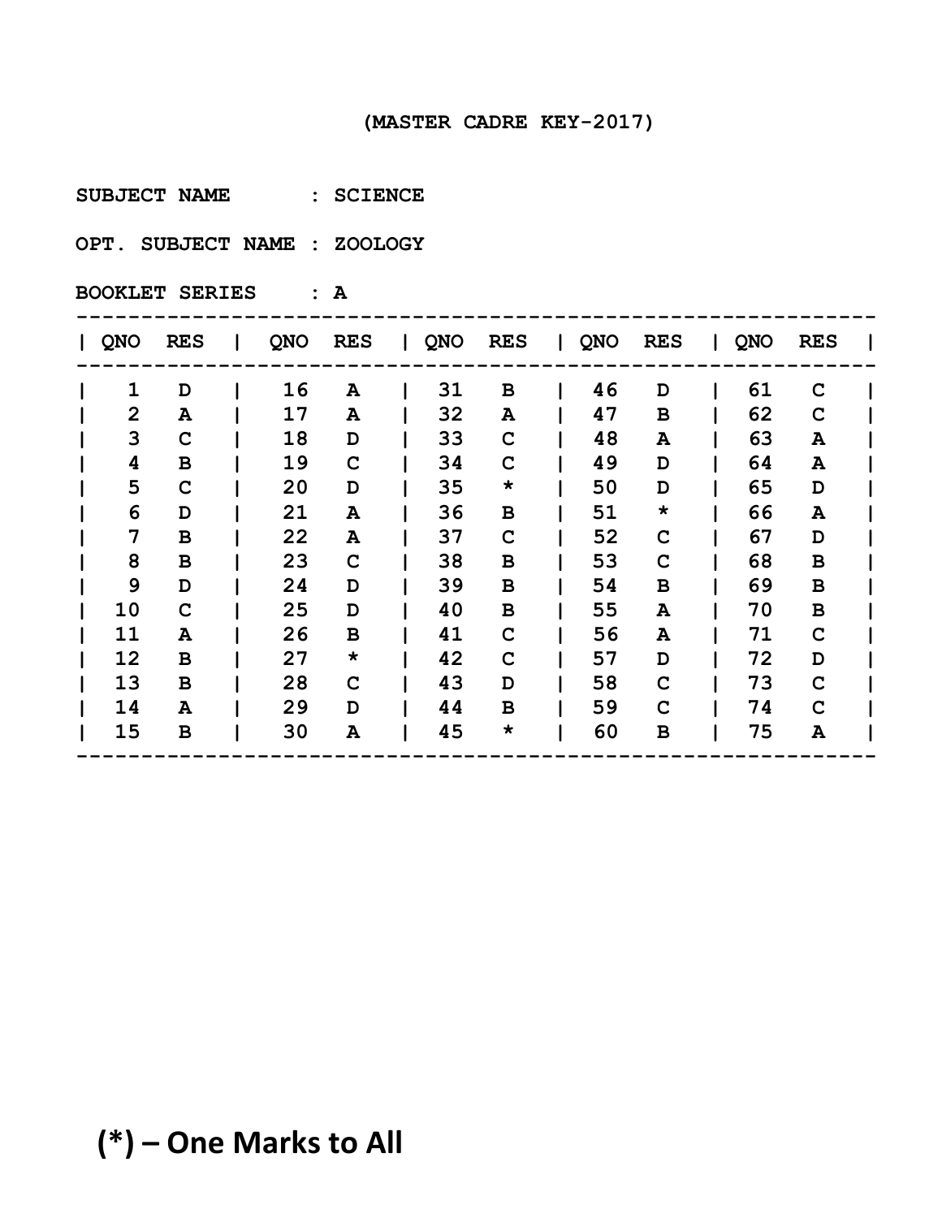(MASTER CADRE KEY-2017)

SUBJECT NAME : SCIENCE

OPT. SUBJECT NAME : ZOOLOGY

BOOKLET SERIES : A

| QNO | RES | QNO | RES | QNO | RES | QNO | RES | QNO | RES |
|---|---|---|---|---|---|---|---|---|---|
| 1 | D | 16 | A | 31 | B | 46 | D | 61 | C |
| 2 | A | 17 | A | 32 | A | 47 | B | 62 | C |
| 3 | C | 18 | D | 33 | C | 48 | A | 63 | A |
| 4 | B | 19 | C | 34 | C | 49 | D | 64 | A |
| 5 | C | 20 | D | 35 | * | 50 | D | 65 | D |
| 6 | D | 21 | A | 36 | B | 51 | * | 66 | A |
| 7 | B | 22 | A | 37 | C | 52 | C | 67 | D |
| 8 | B | 23 | C | 38 | B | 53 | C | 68 | B |
| 9 | D | 24 | D | 39 | B | 54 | B | 69 | B |
| 10 | C | 25 | D | 40 | B | 55 | A | 70 | B |
| 11 | A | 26 | B | 41 | C | 56 | A | 71 | C |
| 12 | B | 27 | * | 42 | C | 57 | D | 72 | D |
| 13 | B | 28 | C | 43 | D | 58 | C | 73 | C |
| 14 | A | 29 | D | 44 | B | 59 | C | 74 | C |
| 15 | B | 30 | A | 45 | * | 60 | B | 75 | A |

**(*) – One Marks to All**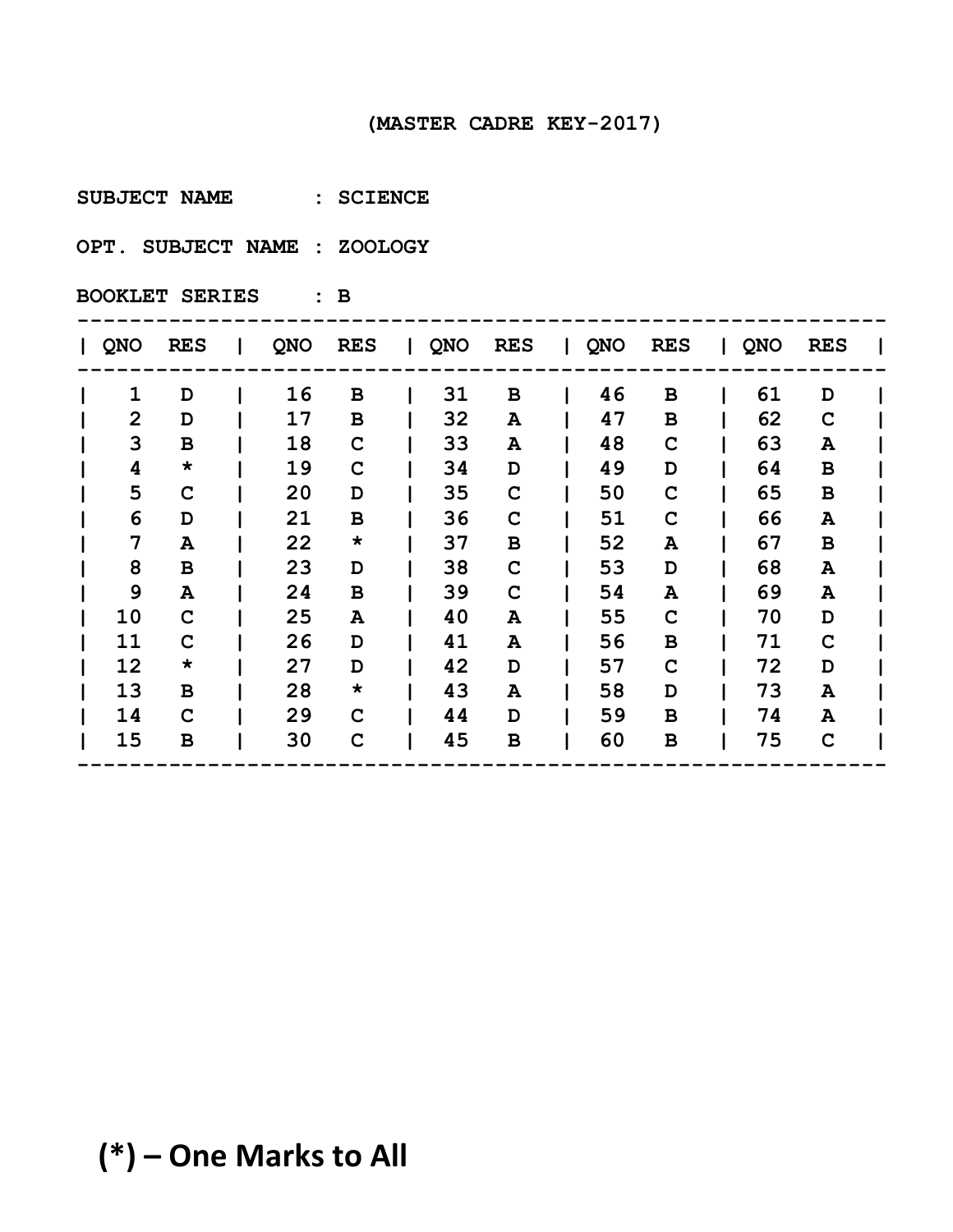(MASTER CADRE KEY-2017)

SUBJECT NAME : SCIENCE

OPT. SUBJECT NAME : ZOOLOGY

BOOKLET SERIES : B

| QNO | RES | QNO | RES | QNO | RES | QNO | RES | QNO | RES |
|---|---|---|---|---|---|---|---|---|---|
| 1 | D | 16 | B | 31 | B | 46 | B | 61 | D |
| 2 | D | 17 | B | 32 | A | 47 | B | 62 | C |
| 3 | B | 18 | C | 33 | A | 48 | C | 63 | A |
| 4 | * | 19 | C | 34 | D | 49 | D | 64 | B |
| 5 | C | 20 | D | 35 | C | 50 | C | 65 | B |
| 6 | D | 21 | B | 36 | C | 51 | C | 66 | A |
| 7 | A | 22 | * | 37 | B | 52 | A | 67 | B |
| 8 | B | 23 | D | 38 | C | 53 | D | 68 | A |
| 9 | A | 24 | B | 39 | C | 54 | A | 69 | A |
| 10 | C | 25 | A | 40 | A | 55 | C | 70 | D |
| 11 | C | 26 | D | 41 | A | 56 | B | 71 | C |
| 12 | * | 27 | D | 42 | D | 57 | C | 72 | D |
| 13 | B | 28 | * | 43 | A | 58 | D | 73 | A |
| 14 | C | 29 | C | 44 | D | 59 | B | 74 | A |
| 15 | B | 30 | C | 45 | B | 60 | B | 75 | C |

**(*) – One Marks to All**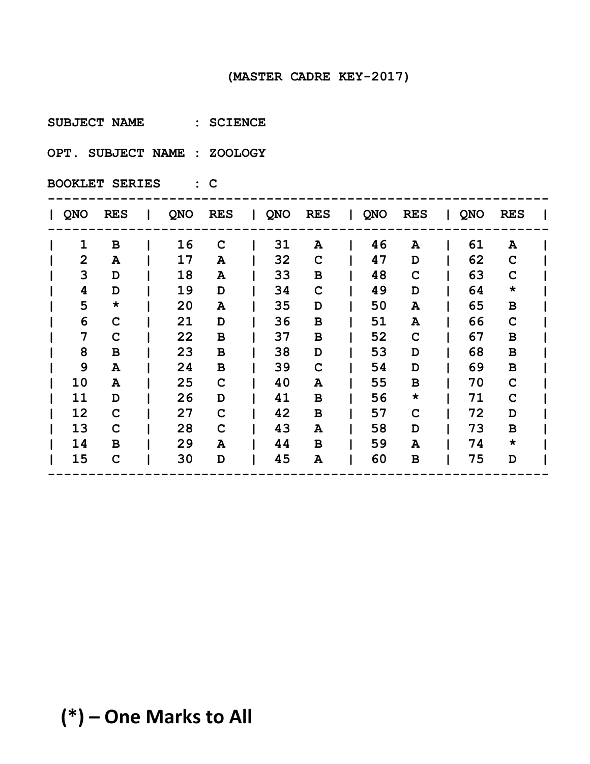(MASTER CADRE KEY-2017)

SUBJECT NAME : SCIENCE

OPT. SUBJECT NAME : ZOOLOGY

BOOKLET SERIES : C

| QNO | RES | QNO | RES | QNO | RES | QNO | RES | QNO | RES |
|---|---|---|---|---|---|---|---|---|---|
| 1 | B | 16 | C | 31 | A | 46 | A | 61 | A |
| 2 | A | 17 | A | 32 | C | 47 | D | 62 | C |
| 3 | D | 18 | A | 33 | B | 48 | C | 63 | C |
| 4 | D | 19 | D | 34 | C | 49 | D | 64 | * |
| 5 | * | 20 | A | 35 | D | 50 | A | 65 | B |
| 6 | C | 21 | D | 36 | B | 51 | A | 66 | C |
| 7 | C | 22 | B | 37 | B | 52 | C | 67 | B |
| 8 | B | 23 | B | 38 | D | 53 | D | 68 | B |
| 9 | A | 24 | B | 39 | C | 54 | D | 69 | B |
| 10 | A | 25 | C | 40 | A | 55 | B | 70 | C |
| 11 | D | 26 | D | 41 | B | 56 | * | 71 | C |
| 12 | C | 27 | C | 42 | B | 57 | C | 72 | D |
| 13 | C | 28 | C | 43 | A | 58 | D | 73 | B |
| 14 | B | 29 | A | 44 | B | 59 | A | 74 | * |
| 15 | C | 30 | D | 45 | A | 60 | B | 75 | D |

**(*) – One Marks to All**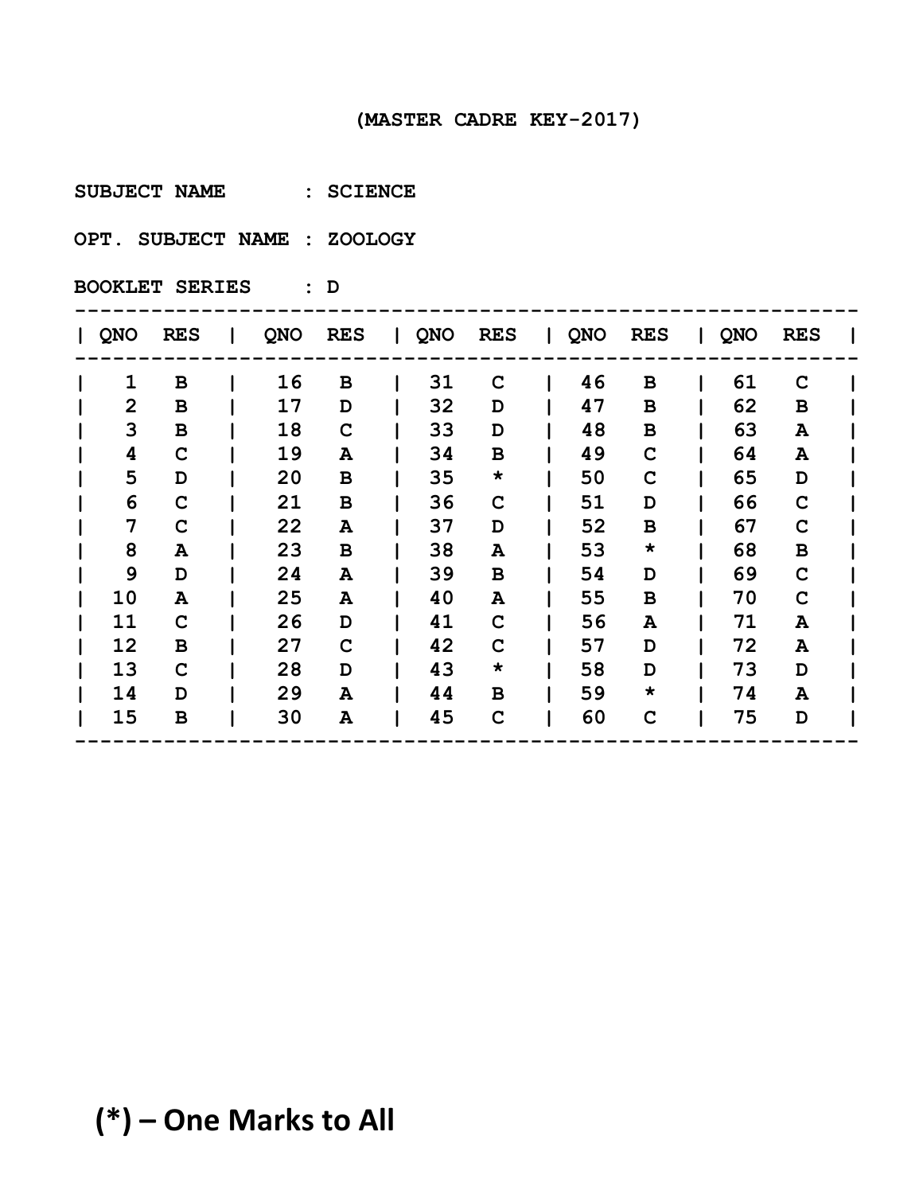(MASTER CADRE KEY-2017)

SUBJECT NAME : SCIENCE

OPT. SUBJECT NAME : ZOOLOGY

BOOKLET SERIES : D

| QNO | RES | QNO | RES | QNO | RES | QNO | RES | QNO | RES |
|---|---|---|---|---|---|---|---|---|---|
| 1 | B | 16 | B | 31 | C | 46 | B | 61 | C |
| 2 | B | 17 | D | 32 | D | 47 | B | 62 | B |
| 3 | B | 18 | C | 33 | D | 48 | B | 63 | A |
| 4 | C | 19 | A | 34 | B | 49 | C | 64 | A |
| 5 | D | 20 | B | 35 | * | 50 | C | 65 | D |
| 6 | C | 21 | B | 36 | C | 51 | D | 66 | C |
| 7 | C | 22 | A | 37 | D | 52 | B | 67 | C |
| 8 | A | 23 | B | 38 | A | 53 | * | 68 | B |
| 9 | D | 24 | A | 39 | B | 54 | D | 69 | C |
| 10 | A | 25 | A | 40 | A | 55 | B | 70 | C |
| 11 | C | 26 | D | 41 | C | 56 | A | 71 | A |
| 12 | B | 27 | C | 42 | C | 57 | D | 72 | A |
| 13 | C | 28 | D | 43 | * | 58 | D | 73 | D |
| 14 | D | 29 | A | 44 | B | 59 | * | 74 | A |
| 15 | B | 30 | A | 45 | C | 60 | C | 75 | D |

**(*) – One Marks to All**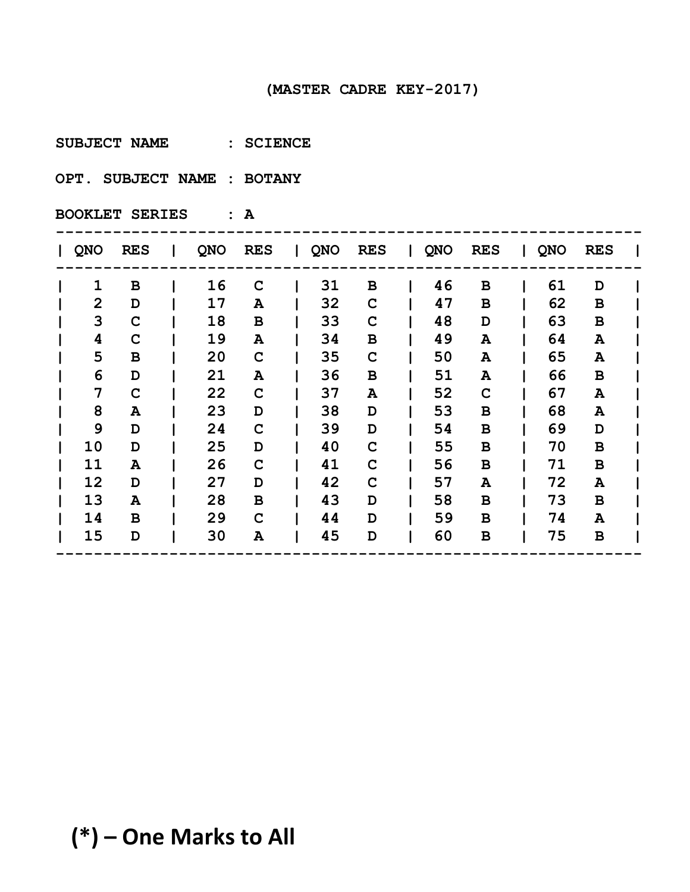(MASTER CADRE KEY-2017)

SUBJECT NAME : SCIENCE

OPT. SUBJECT NAME : BOTANY

BOOKLET SERIES : A

| QNO | RES | QNO | RES | QNO | RES | QNO | RES | QNO | RES |
|---|---|---|---|---|---|---|---|---|---|
| 1 | B | 16 | C | 31 | B | 46 | B | 61 | D |
| 2 | D | 17 | A | 32 | C | 47 | B | 62 | B |
| 3 | C | 18 | B | 33 | C | 48 | D | 63 | B |
| 4 | C | 19 | A | 34 | B | 49 | A | 64 | A |
| 5 | B | 20 | C | 35 | C | 50 | A | 65 | A |
| 6 | D | 21 | A | 36 | B | 51 | A | 66 | B |
| 7 | C | 22 | C | 37 | A | 52 | C | 67 | A |
| 8 | A | 23 | D | 38 | D | 53 | B | 68 | A |
| 9 | D | 24 | C | 39 | D | 54 | B | 69 | D |
| 10 | D | 25 | D | 40 | C | 55 | B | 70 | B |
| 11 | A | 26 | C | 41 | C | 56 | B | 71 | B |
| 12 | D | 27 | D | 42 | C | 57 | A | 72 | A |
| 13 | A | 28 | B | 43 | D | 58 | B | 73 | B |
| 14 | B | 29 | C | 44 | D | 59 | B | 74 | A |
| 15 | D | 30 | A | 45 | D | 60 | B | 75 | B |

**(*) – One Marks to All**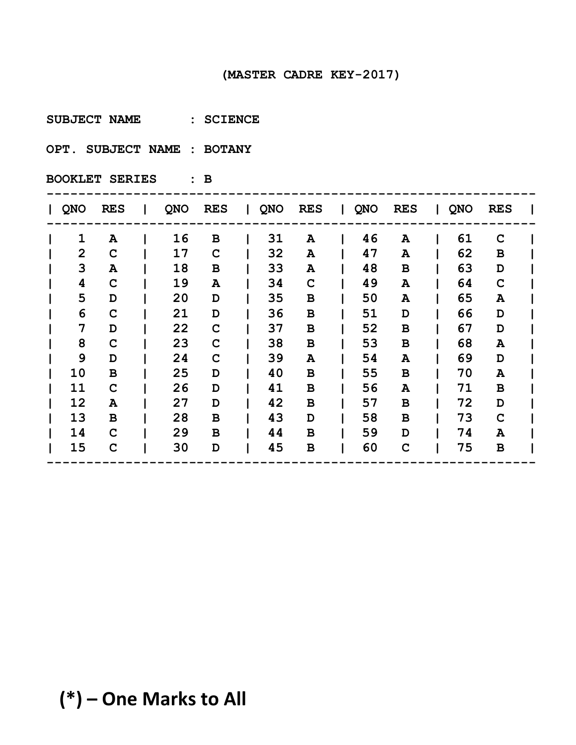**(MASTER CADRE KEY-2017)**

**SUBJECT NAME : SCIENCE**

**OPT. SUBJECT NAME : BOTANY**

**BOOKLET SERIES : B**

| QNO | RES | QNO | RES | QNO | RES | QNO | RES | QNO | RES |
|---|---|---|---|---|---|---|---|---|---|
| 1 | A | 16 | B | 31 | A | 46 | A | 61 | C |
| 2 | C | 17 | C | 32 | A | 47 | A | 62 | B |
| 3 | A | 18 | B | 33 | A | 48 | B | 63 | D |
| 4 | C | 19 | A | 34 | C | 49 | A | 64 | C |
| 5 | D | 20 | D | 35 | B | 50 | A | 65 | A |
| 6 | C | 21 | D | 36 | B | 51 | D | 66 | D |
| 7 | D | 22 | C | 37 | B | 52 | B | 67 | D |
| 8 | C | 23 | C | 38 | B | 53 | B | 68 | A |
| 9 | D | 24 | C | 39 | A | 54 | A | 69 | D |
| 10 | B | 25 | D | 40 | B | 55 | B | 70 | A |
| 11 | C | 26 | D | 41 | B | 56 | A | 71 | B |
| 12 | A | 27 | D | 42 | B | 57 | B | 72 | D |
| 13 | B | 28 | B | 43 | D | 58 | B | 73 | C |
| 14 | C | 29 | B | 44 | B | 59 | D | 74 | A |
| 15 | C | 30 | D | 45 | B | 60 | C | 75 | B |

**(*) – One Marks to All**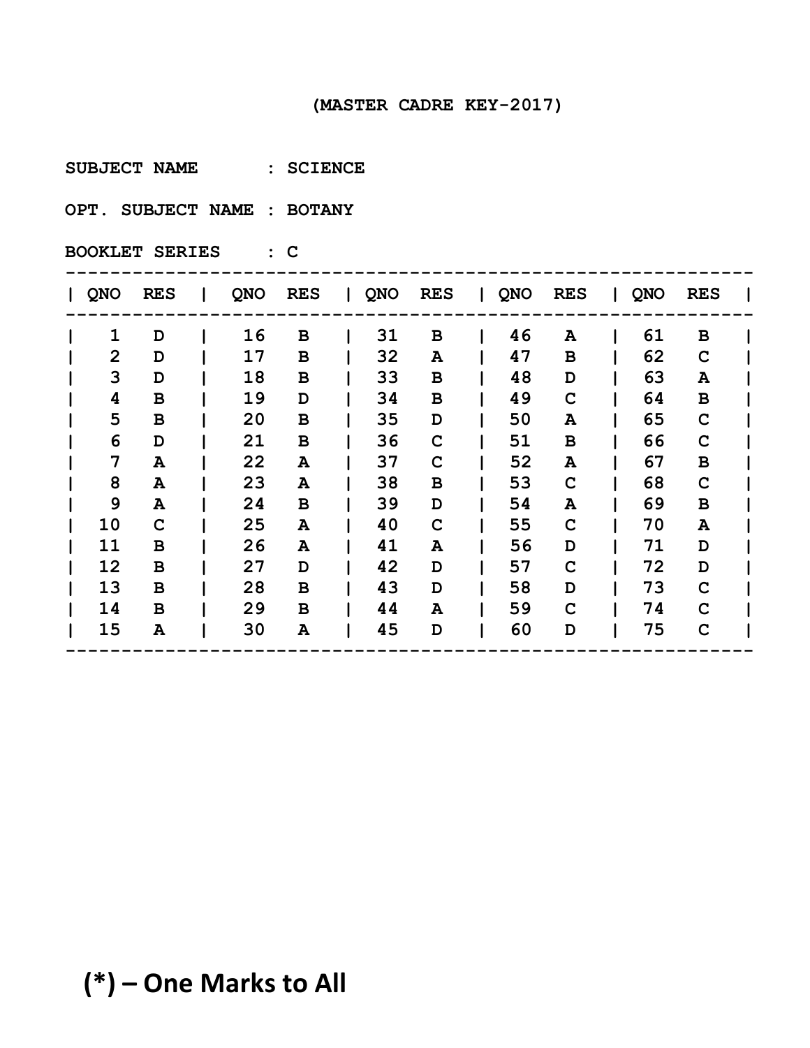(MASTER CADRE KEY-2017)

**SUBJECT NAME : SCIENCE**

**OPT. SUBJECT NAME : BOTANY**

**BOOKLET SERIES : C**

| QNO | RES | QNO | RES | QNO | RES | QNO | RES | QNO | RES |
|---|---|---|---|---|---|---|---|---|---|
| 1 | D | 16 | B | 31 | B | 46 | A | 61 | B |
| 2 | D | 17 | B | 32 | A | 47 | B | 62 | C |
| 3 | D | 18 | B | 33 | B | 48 | D | 63 | A |
| 4 | B | 19 | D | 34 | B | 49 | C | 64 | B |
| 5 | B | 20 | B | 35 | D | 50 | A | 65 | C |
| 6 | D | 21 | B | 36 | C | 51 | B | 66 | C |
| 7 | A | 22 | A | 37 | C | 52 | A | 67 | B |
| 8 | A | 23 | A | 38 | B | 53 | C | 68 | C |
| 9 | A | 24 | B | 39 | D | 54 | A | 69 | B |
| 10 | C | 25 | A | 40 | C | 55 | C | 70 | A |
| 11 | B | 26 | A | 41 | A | 56 | D | 71 | D |
| 12 | B | 27 | D | 42 | D | 57 | C | 72 | D |
| 13 | B | 28 | B | 43 | D | 58 | D | 73 | C |
| 14 | B | 29 | B | 44 | A | 59 | C | 74 | C |
| 15 | A | 30 | A | 45 | D | 60 | D | 75 | C |

**(*) – One Marks to All**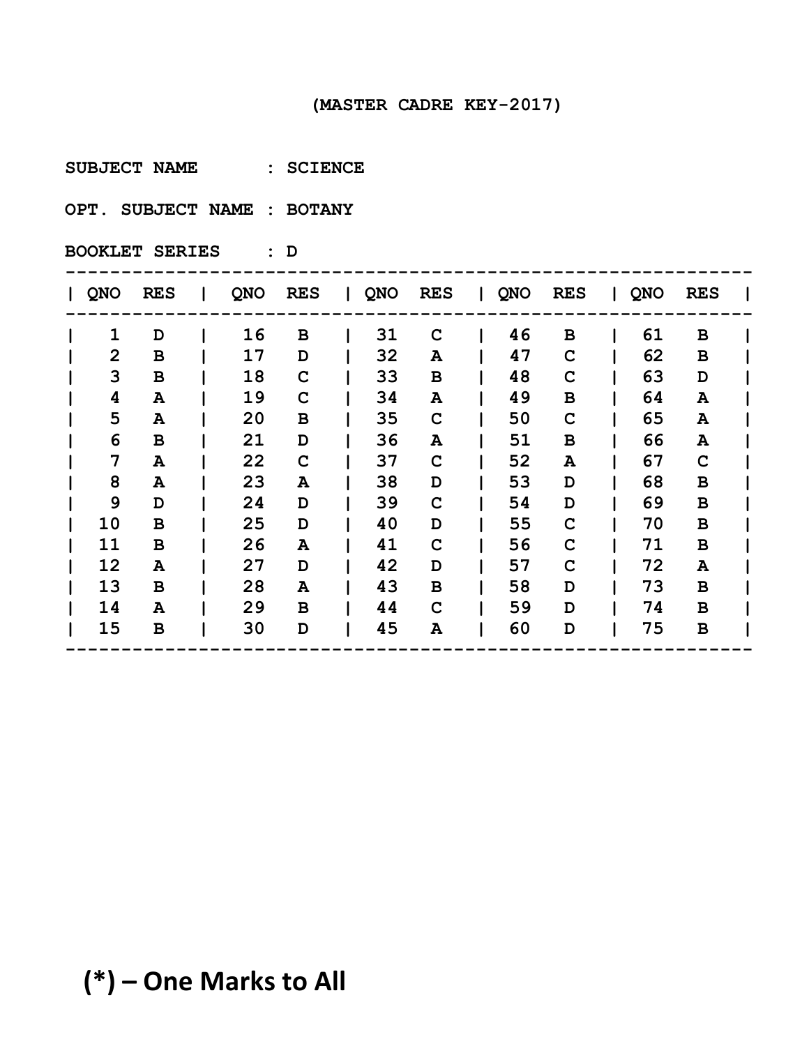(MASTER CADRE KEY-2017)

SUBJECT NAME : SCIENCE

OPT. SUBJECT NAME : BOTANY

BOOKLET SERIES : D

| QNO | RES | QNO | RES | QNO | RES | QNO | RES | QNO | RES |
|---|---|---|---|---|---|---|---|---|---|
| 1 | D | 16 | B | 31 | C | 46 | B | 61 | B |
| 2 | B | 17 | D | 32 | A | 47 | C | 62 | B |
| 3 | B | 18 | C | 33 | B | 48 | C | 63 | D |
| 4 | A | 19 | C | 34 | A | 49 | B | 64 | A |
| 5 | A | 20 | B | 35 | C | 50 | C | 65 | A |
| 6 | B | 21 | D | 36 | A | 51 | B | 66 | A |
| 7 | A | 22 | C | 37 | C | 52 | A | 67 | C |
| 8 | A | 23 | A | 38 | D | 53 | D | 68 | B |
| 9 | D | 24 | D | 39 | C | 54 | D | 69 | B |
| 10 | B | 25 | D | 40 | D | 55 | C | 70 | B |
| 11 | B | 26 | A | 41 | C | 56 | C | 71 | B |
| 12 | A | 27 | D | 42 | D | 57 | C | 72 | A |
| 13 | B | 28 | A | 43 | B | 58 | D | 73 | B |
| 14 | A | 29 | B | 44 | C | 59 | D | 74 | B |
| 15 | B | 30 | D | 45 | A | 60 | D | 75 | B |

**(*) – One Marks to All**